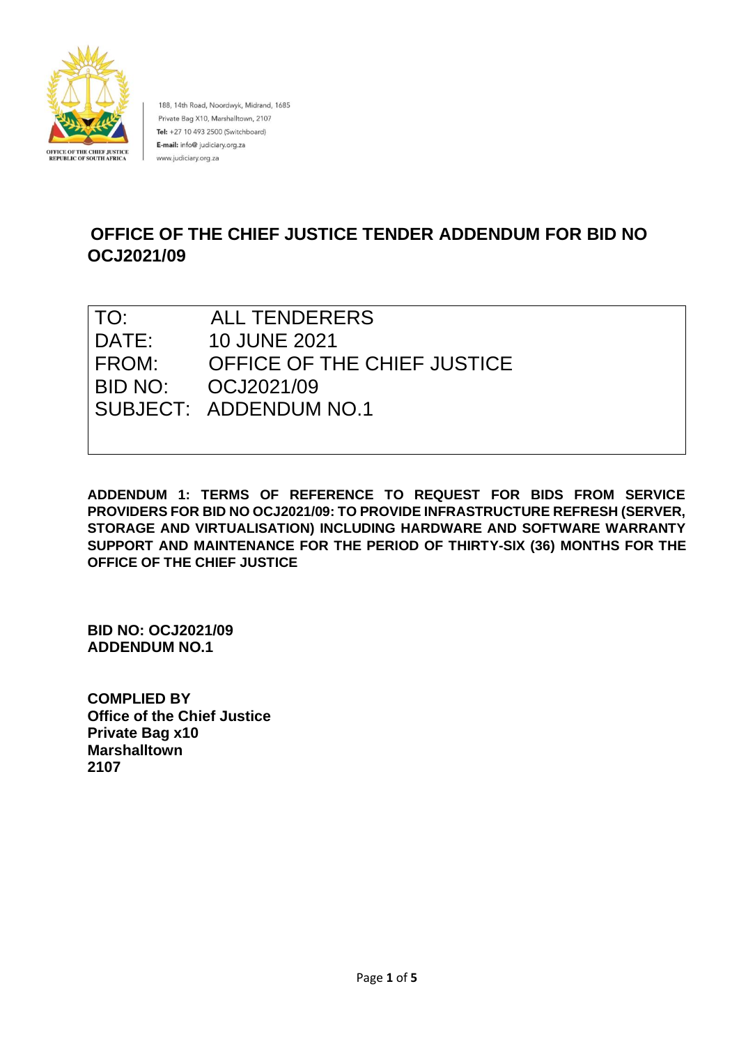OFFICE OF THE CHIEF JUSTICE
REPUBLIC OF SOUTH AFRICA

188, 14th Road, Noordwyk, Midrand, 1685
Private Bag X10, Marshalltown, 2107
**Tel:** +27 10 493 2500 (Switchboard)
**E-mail:** info@ judiciary.org.za
www.judiciary.org.za

# OFFICE OF THE CHIEF JUSTICE TENDER ADDENDUM FOR BID NO OCJ2021/09

| | |
|---|---|
| TO: | ALL TENDERERS |
| DATE: | 10 JUNE 2021 |
| FROM: | OFFICE OF THE CHIEF JUSTICE |
| BID NO: | OCJ2021/09 |
| SUBJECT: | ADDENDUM NO.1 |

**ADDENDUM 1: TERMS OF REFERENCE TO REQUEST FOR BIDS FROM SERVICE PROVIDERS FOR BID NO OCJ2021/09: TO PROVIDE INFRASTRUCTURE REFRESH (SERVER, STORAGE AND VIRTUALISATION) INCLUDING HARDWARE AND SOFTWARE WARRANTY SUPPORT AND MAINTENANCE FOR THE PERIOD OF THIRTY-SIX (36) MONTHS FOR THE OFFICE OF THE CHIEF JUSTICE**

**BID NO: OCJ2021/09**
**ADDENDUM NO.1**

**COMPLIED BY**
**Office of the Chief Justice**
**Private Bag x10**
**Marshalltown**
**2107**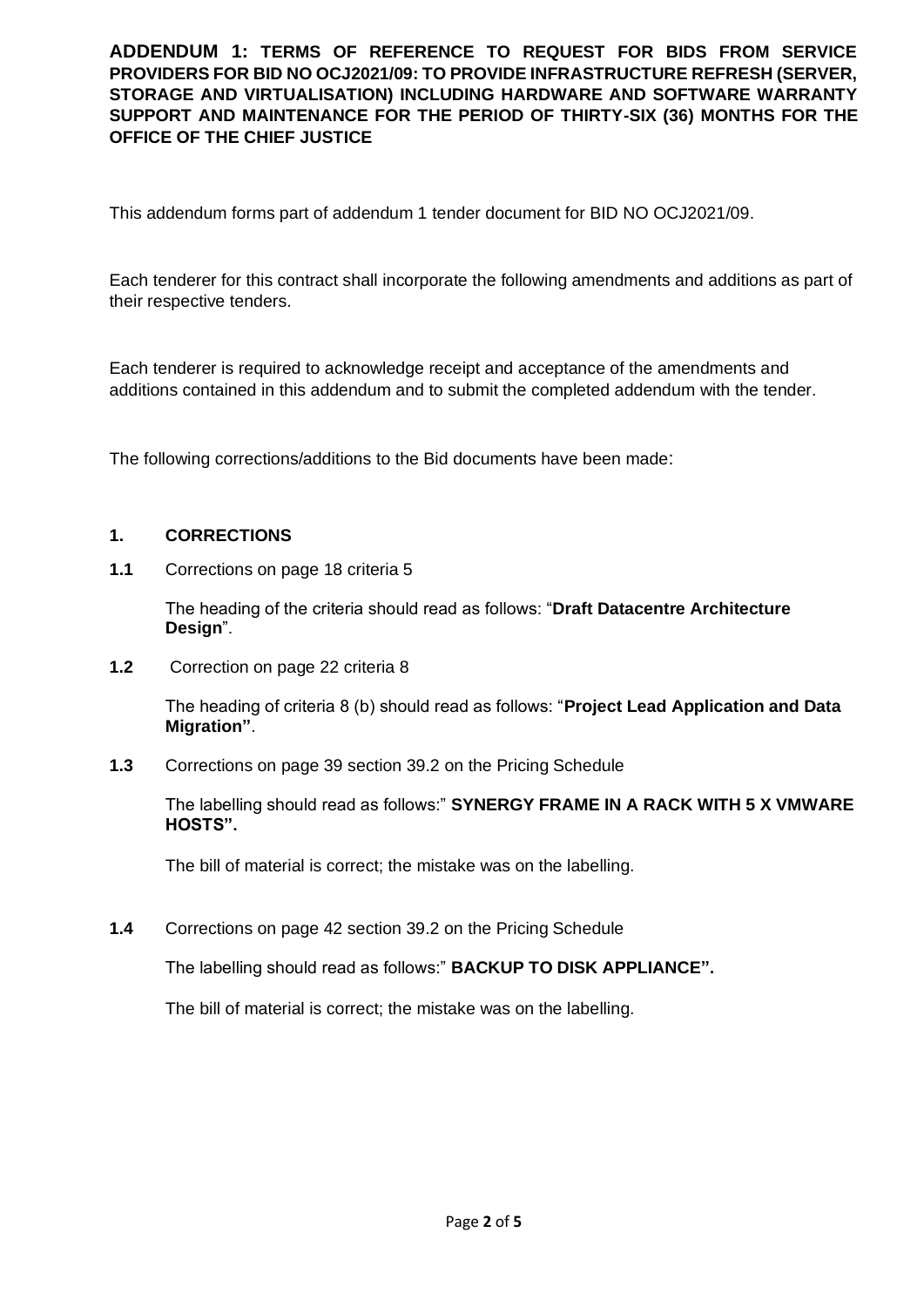# ADDENDUM 1: TERMS OF REFERENCE TO REQUEST FOR BIDS FROM SERVICE PROVIDERS FOR BID NO OCJ2021/09: TO PROVIDE INFRASTRUCTURE REFRESH (SERVER, STORAGE AND VIRTUALISATION) INCLUDING HARDWARE AND SOFTWARE WARRANTY SUPPORT AND MAINTENANCE FOR THE PERIOD OF THIRTY-SIX (36) MONTHS FOR THE OFFICE OF THE CHIEF JUSTICE

This addendum forms part of addendum 1 tender document for BID NO OCJ2021/09.

Each tenderer for this contract shall incorporate the following amendments and additions as part of their respective tenders.

Each tenderer is required to acknowledge receipt and acceptance of the amendments and additions contained in this addendum and to submit the completed addendum with the tender.

The following corrections/additions to the Bid documents have been made:

## 1. CORRECTIONS

**1.1** Corrections on page 18 criteria 5

The heading of the criteria should read as follows: "**Draft Datacentre Architecture Design**".

**1.2** Correction on page 22 criteria 8

The heading of criteria 8 (b) should read as follows: "**Project Lead Application and Data Migration"**.

**1.3** Corrections on page 39 section 39.2 on the Pricing Schedule

The labelling should read as follows:" **SYNERGY FRAME IN A RACK WITH 5 X VMWARE HOSTS".**

The bill of material is correct; the mistake was on the labelling.

**1.4** Corrections on page 42 section 39.2 on the Pricing Schedule

The labelling should read as follows:" **BACKUP TO DISK APPLIANCE".**

The bill of material is correct; the mistake was on the labelling.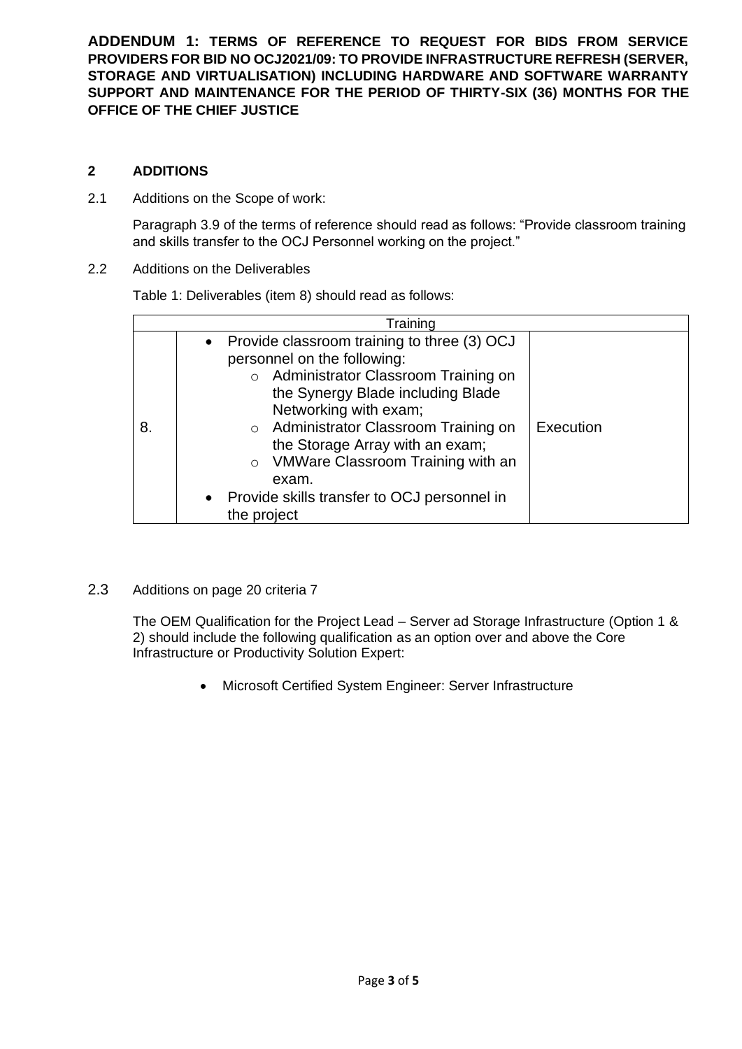**ADDENDUM 1: TERMS OF REFERENCE TO REQUEST FOR BIDS FROM SERVICE PROVIDERS FOR BID NO OCJ2021/09: TO PROVIDE INFRASTRUCTURE REFRESH (SERVER, STORAGE AND VIRTUALISATION) INCLUDING HARDWARE AND SOFTWARE WARRANTY SUPPORT AND MAINTENANCE FOR THE PERIOD OF THIRTY-SIX (36) MONTHS FOR THE OFFICE OF THE CHIEF JUSTICE**

## 2 ADDITIONS

2.1 Additions on the Scope of work:

Paragraph 3.9 of the terms of reference should read as follows: "Provide classroom training and skills transfer to the OCJ Personnel working on the project."

2.2 Additions on the Deliverables

Table 1: Deliverables (item 8) should read as follows:

| Training | | |
|---|---|---|
| 8. | • Provide classroom training to three (3) OCJ personnel on the following:<br>○ Administrator Classroom Training on the Synergy Blade including Blade Networking with exam;<br>○ Administrator Classroom Training on the Storage Array with an exam;<br>○ VMWare Classroom Training with an exam.<br>• Provide skills transfer to OCJ personnel in the project | Execution |

2.3 Additions on page 20 criteria 7

The OEM Qualification for the Project Lead – Server ad Storage Infrastructure (Option 1 & 2) should include the following qualification as an option over and above the Core Infrastructure or Productivity Solution Expert:

- Microsoft Certified System Engineer: Server Infrastructure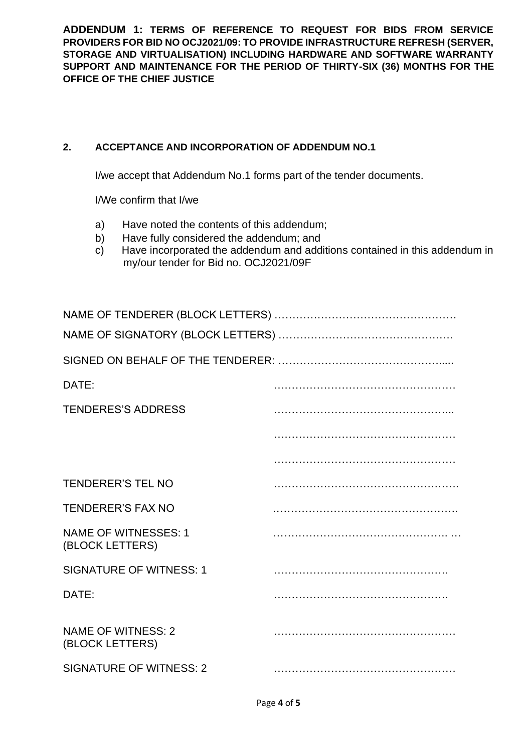**ADDENDUM 1: TERMS OF REFERENCE TO REQUEST FOR BIDS FROM SERVICE PROVIDERS FOR BID NO OCJ2021/09: TO PROVIDE INFRASTRUCTURE REFRESH (SERVER, STORAGE AND VIRTUALISATION) INCLUDING HARDWARE AND SOFTWARE WARRANTY SUPPORT AND MAINTENANCE FOR THE PERIOD OF THIRTY-SIX (36) MONTHS FOR THE OFFICE OF THE CHIEF JUSTICE**

## 2. ACCEPTANCE AND INCORPORATION OF ADDENDUM NO.1

I/we accept that Addendum No.1 forms part of the tender documents.

I/We confirm that I/we

a) Have noted the contents of this addendum;
b) Have fully considered the addendum; and
c) Have incorporated the addendum and additions contained in this addendum in my/our tender for Bid no. OCJ2021/09F

NAME OF TENDERER (BLOCK LETTERS) ……………………………………………

NAME OF SIGNATORY (BLOCK LETTERS) ………………………………………….

SIGNED ON BEHALF OF THE TENDERER: …………………………………….....

DATE: ……………………………………………

TENDERES'S ADDRESS …………………………………………..

……………………………………………

……………………………………………

TENDERER'S TEL NO …………………………………………….

TENDERER'S FAX NO …………………………………………….

NAME OF WITNESSES: 1 (BLOCK LETTERS) ………………………………………. …

SIGNATURE OF WITNESS: 1 ……………………………………….

DATE: ………………………………………….

NAME OF WITNESS: 2 (BLOCK LETTERS) ……………………………………………

SIGNATURE OF WITNESS: 2 ……………………………………………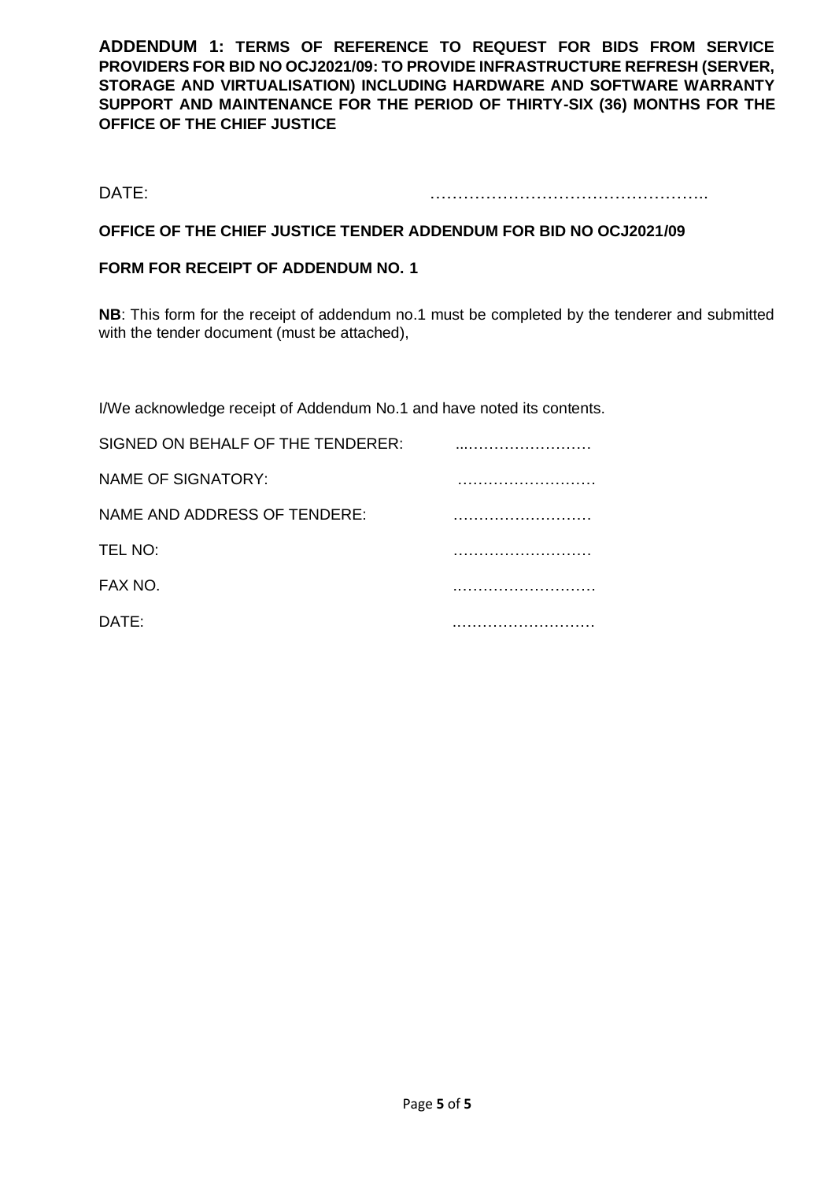**ADDENDUM 1: TERMS OF REFERENCE TO REQUEST FOR BIDS FROM SERVICE PROVIDERS FOR BID NO OCJ2021/09: TO PROVIDE INFRASTRUCTURE REFRESH (SERVER, STORAGE AND VIRTUALISATION) INCLUDING HARDWARE AND SOFTWARE WARRANTY SUPPORT AND MAINTENANCE FOR THE PERIOD OF THIRTY-SIX (36) MONTHS FOR THE OFFICE OF THE CHIEF JUSTICE**

DATE: …………………………………………..

**OFFICE OF THE CHIEF JUSTICE TENDER ADDENDUM FOR BID NO OCJ2021/09**

**FORM FOR RECEIPT OF ADDENDUM NO. 1**

**NB**: This form for the receipt of addendum no.1 must be completed by the tenderer and submitted with the tender document (must be attached),

I/We acknowledge receipt of Addendum No.1 and have noted its contents.

SIGNED ON BEHALF OF THE TENDERER: ...……………………

NAME OF SIGNATORY: ………………………

NAME AND ADDRESS OF TENDERE: ………………………

TEL NO: ………………………

FAX NO. .………………………

DATE: .………………………